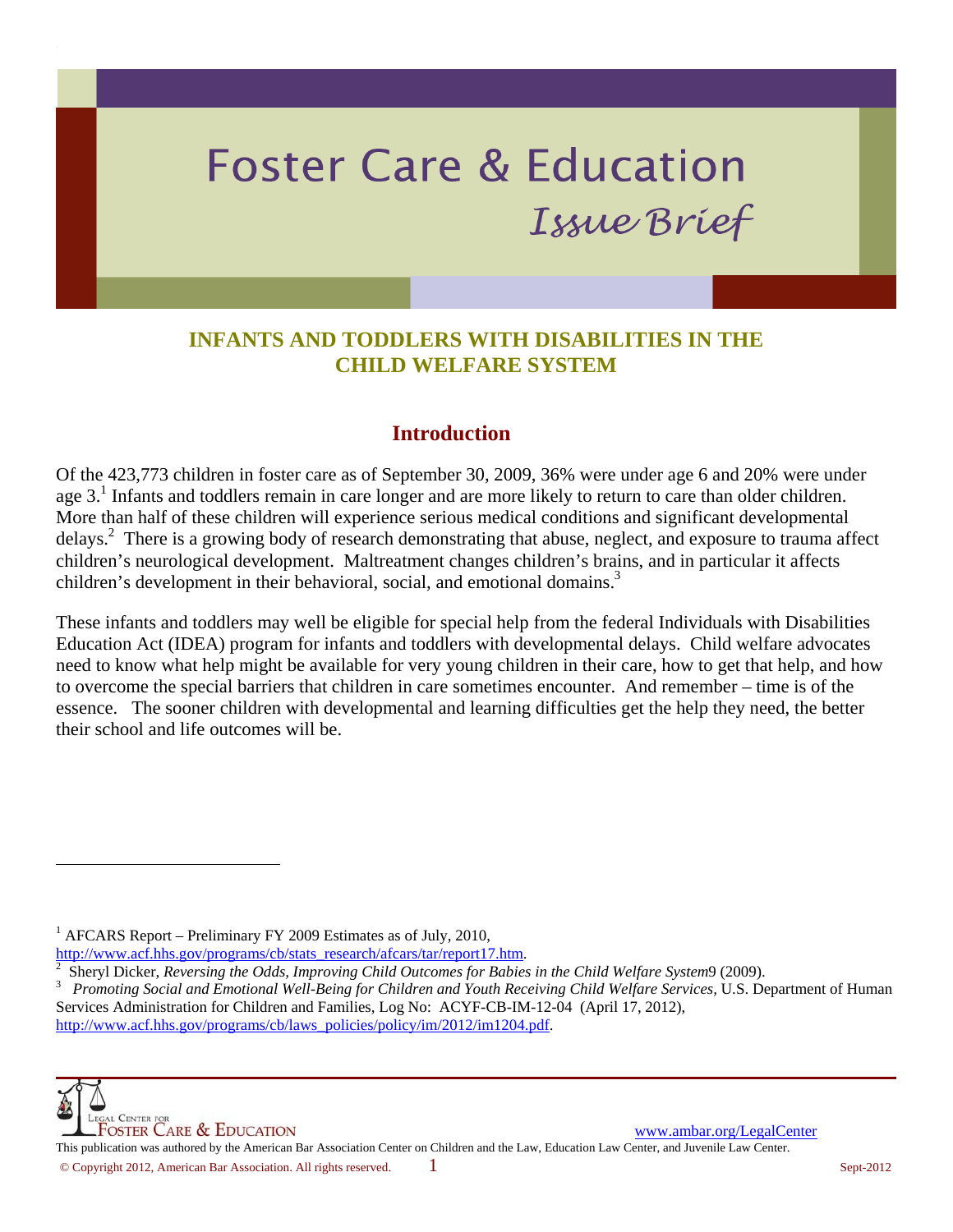# Foster Care & Education

*Issue Brief*

## INFANTS AND TODDLERS WITH DISABILITIES IN THE CHILD WELFARE SYSTEM

### Introduction

Of the 423,773 children in foster care as of September 30, 2009, 36% were under age 6 and 20% were under age 3.[1] Infants and toddlers remain in care longer and are more likely to return to care than older children. More than half of these children will experience serious medical conditions and significant developmental delays.[2] There is a growing body of research demonstrating that abuse, neglect, and exposure to trauma affect children's neurological development. Maltreatment changes children's brains, and in particular it affects children's development in their behavioral, social, and emotional domains.[3]

These infants and toddlers may well be eligible for special help from the federal Individuals with Disabilities Education Act (IDEA) program for infants and toddlers with developmental delays. Child welfare advocates need to know what help might be available for very young children in their care, how to get that help, and how to overcome the special barriers that children in care sometimes encounter. And remember – time is of the essence. The sooner children with developmental and learning difficulties get the help they need, the better their school and life outcomes will be.

---

[1] AFCARS Report – Preliminary FY 2009 Estimates as of July, 2010, http://www.acf.hhs.gov/programs/cb/stats_research/afcars/tar/report17.htm.

[2] Sheryl Dicker, *Reversing the Odds, Improving Child Outcomes for Babies in the Child Welfare System*9 (2009).

[3] *Promoting Social and Emotional Well-Being for Children and Youth Receiving Child Welfare Services,* U.S. Department of Human Services Administration for Children and Families, Log No: ACYF-CB-IM-12-04 (April 17, 2012), http://www.acf.hhs.gov/programs/cb/laws_policies/policy/im/2012/im1204.pdf.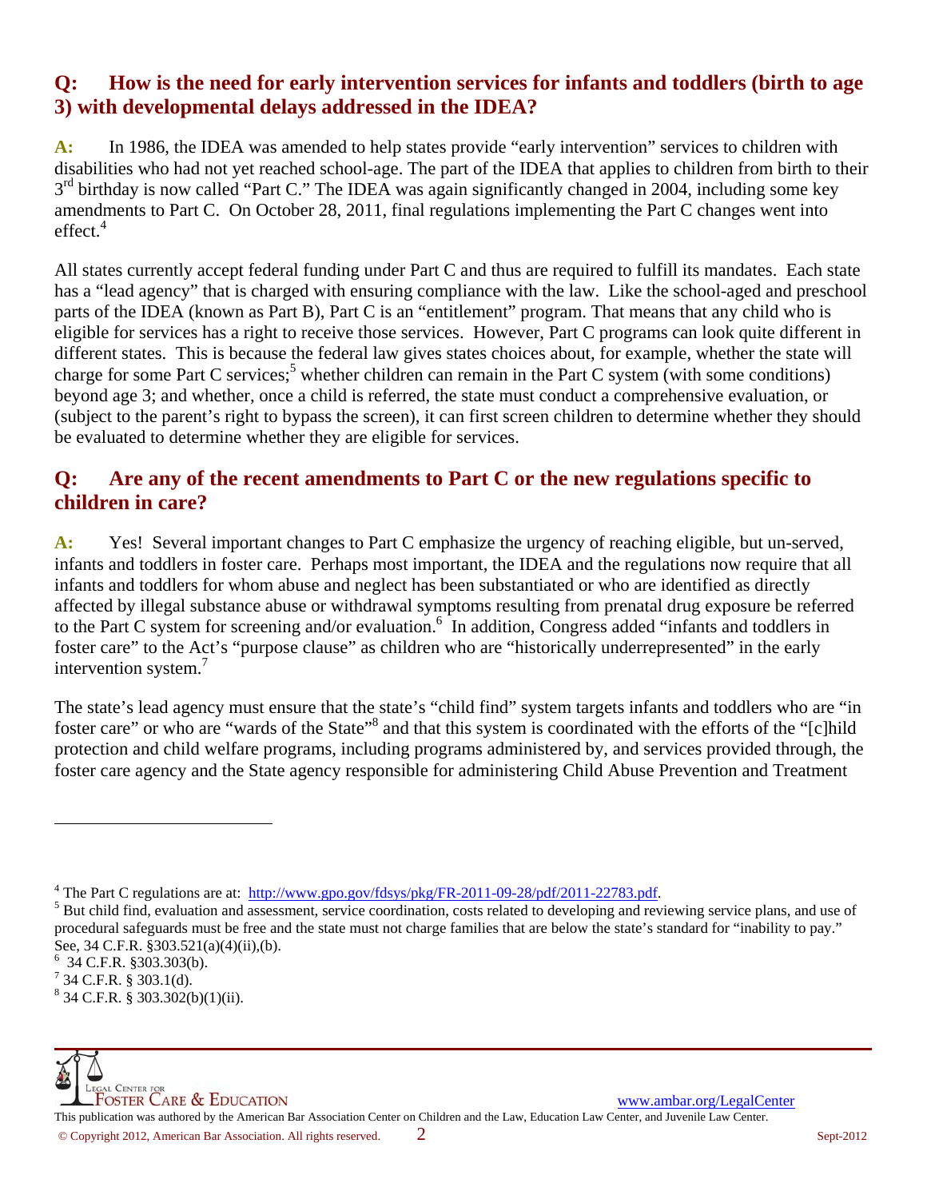## Q: How is the need for early intervention services for infants and toddlers (birth to age 3) with developmental delays addressed in the IDEA?

**A:** In 1986, the IDEA was amended to help states provide "early intervention" services to children with disabilities who had not yet reached school-age. The part of the IDEA that applies to children from birth to their 3rd birthday is now called "Part C." The IDEA was again significantly changed in 2004, including some key amendments to Part C. On October 28, 2011, final regulations implementing the Part C changes went into effect.[4]

All states currently accept federal funding under Part C and thus are required to fulfill its mandates. Each state has a "lead agency" that is charged with ensuring compliance with the law. Like the school-aged and preschool parts of the IDEA (known as Part B), Part C is an "entitlement" program. That means that any child who is eligible for services has a right to receive those services. However, Part C programs can look quite different in different states. This is because the federal law gives states choices about, for example, whether the state will charge for some Part C services;[5] whether children can remain in the Part C system (with some conditions) beyond age 3; and whether, once a child is referred, the state must conduct a comprehensive evaluation, or (subject to the parent's right to bypass the screen), it can first screen children to determine whether they should be evaluated to determine whether they are eligible for services.

## Q: Are any of the recent amendments to Part C or the new regulations specific to children in care?

**A:** Yes! Several important changes to Part C emphasize the urgency of reaching eligible, but un-served, infants and toddlers in foster care. Perhaps most important, the IDEA and the regulations now require that all infants and toddlers for whom abuse and neglect has been substantiated or who are identified as directly affected by illegal substance abuse or withdrawal symptoms resulting from prenatal drug exposure be referred to the Part C system for screening and/or evaluation.[6] In addition, Congress added "infants and toddlers in foster care" to the Act's "purpose clause" as children who are "historically underrepresented" in the early intervention system.[7]

The state's lead agency must ensure that the state's "child find" system targets infants and toddlers who are "in foster care" or who are "wards of the State"[8] and that this system is coordinated with the efforts of the "[c]hild protection and child welfare programs, including programs administered by, and services provided through, the foster care agency and the State agency responsible for administering Child Abuse Prevention and Treatment

---

[4] The Part C regulations are at: http://www.gpo.gov/fdsys/pkg/FR-2011-09-28/pdf/2011-22783.pdf.

[5] But child find, evaluation and assessment, service coordination, costs related to developing and reviewing service plans, and use of procedural safeguards must be free and the state must not charge families that are below the state's standard for "inability to pay." See, 34 C.F.R. §303.521(a)(4)(ii),(b).

[6] 34 C.F.R. §303.303(b).

[7] 34 C.F.R. § 303.1(d).

[8] 34 C.F.R. § 303.302(b)(1)(ii).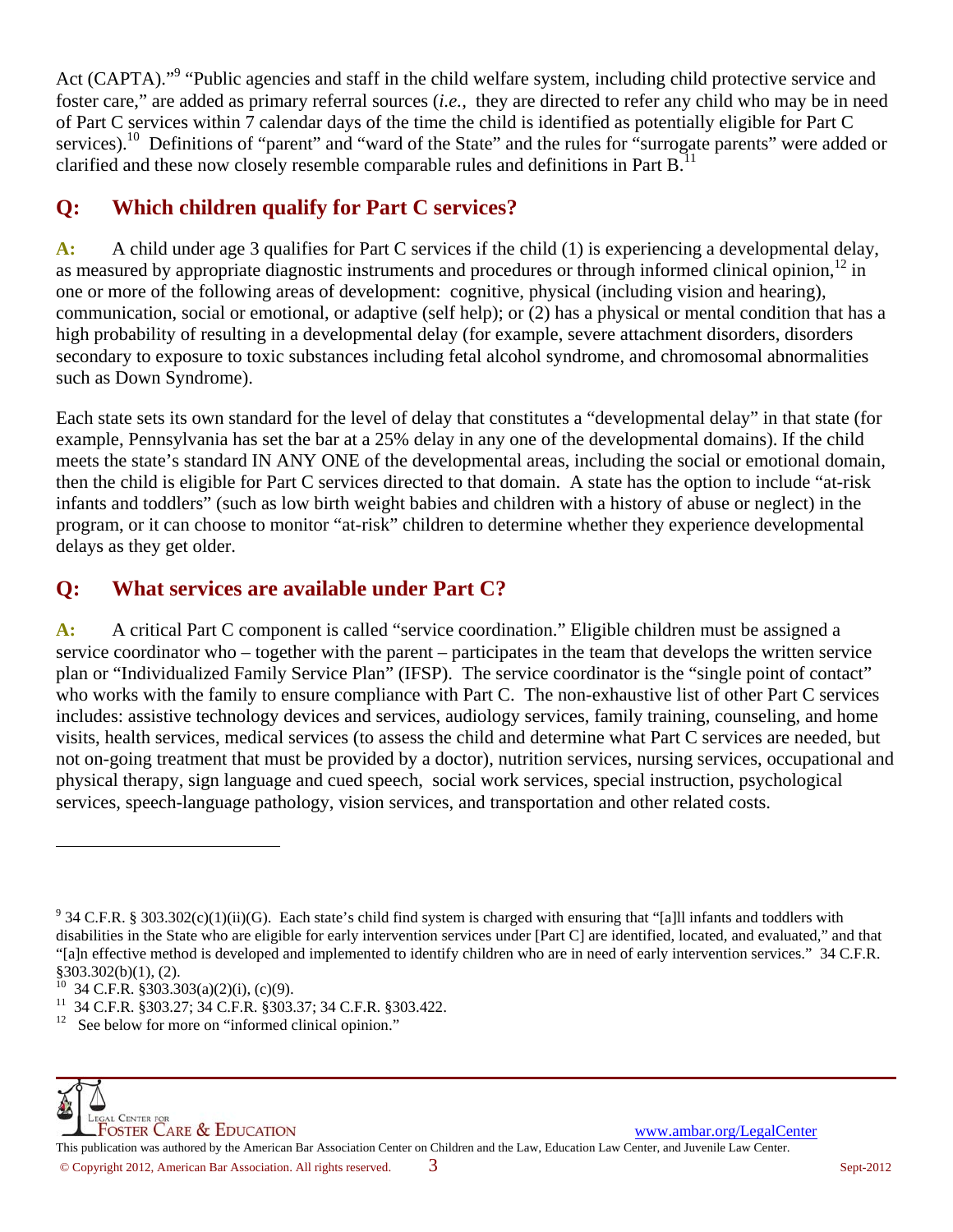Act (CAPTA)."[9] "Public agencies and staff in the child welfare system, including child protective service and foster care," are added as primary referral sources (*i.e.,* they are directed to refer any child who may be in need of Part C services within 7 calendar days of the time the child is identified as potentially eligible for Part C services).[10] Definitions of "parent" and "ward of the State" and the rules for "surrogate parents" were added or clarified and these now closely resemble comparable rules and definitions in Part B.[11]

## Q: Which children qualify for Part C services?

**A:** A child under age 3 qualifies for Part C services if the child (1) is experiencing a developmental delay, as measured by appropriate diagnostic instruments and procedures or through informed clinical opinion,[12] in one or more of the following areas of development: cognitive, physical (including vision and hearing), communication, social or emotional, or adaptive (self help); or (2) has a physical or mental condition that has a high probability of resulting in a developmental delay (for example, severe attachment disorders, disorders secondary to exposure to toxic substances including fetal alcohol syndrome, and chromosomal abnormalities such as Down Syndrome).

Each state sets its own standard for the level of delay that constitutes a "developmental delay" in that state (for example, Pennsylvania has set the bar at a 25% delay in any one of the developmental domains). If the child meets the state's standard IN ANY ONE of the developmental areas, including the social or emotional domain, then the child is eligible for Part C services directed to that domain. A state has the option to include "at-risk infants and toddlers" (such as low birth weight babies and children with a history of abuse or neglect) in the program, or it can choose to monitor "at-risk" children to determine whether they experience developmental delays as they get older.

## Q: What services are available under Part C?

**A:** A critical Part C component is called "service coordination." Eligible children must be assigned a service coordinator who – together with the parent – participates in the team that develops the written service plan or "Individualized Family Service Plan" (IFSP). The service coordinator is the "single point of contact" who works with the family to ensure compliance with Part C. The non-exhaustive list of other Part C services includes: assistive technology devices and services, audiology services, family training, counseling, and home visits, health services, medical services (to assess the child and determine what Part C services are needed, but not on-going treatment that must be provided by a doctor), nutrition services, nursing services, occupational and physical therapy, sign language and cued speech, social work services, special instruction, psychological services, speech-language pathology, vision services, and transportation and other related costs.

---

[9] 34 C.F.R. § 303.302(c)(1)(ii)(G). Each state's child find system is charged with ensuring that "[a]ll infants and toddlers with disabilities in the State who are eligible for early intervention services under [Part C] are identified, located, and evaluated," and that "[a]n effective method is developed and implemented to identify children who are in need of early intervention services." 34 C.F.R. §303.302(b)(1), (2).

[10] 34 C.F.R. §303.303(a)(2)(i), (c)(9).

[11] 34 C.F.R. §303.27; 34 C.F.R. §303.37; 34 C.F.R. §303.422.

[12] See below for more on "informed clinical opinion."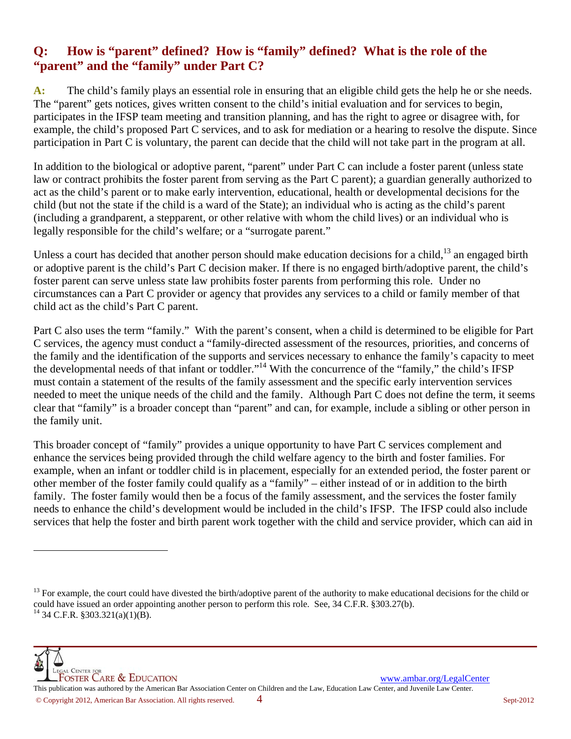## Q: How is "parent" defined? How is "family" defined? What is the role of the "parent" and the "family" under Part C?

**A:** The child's family plays an essential role in ensuring that an eligible child gets the help he or she needs. The "parent" gets notices, gives written consent to the child's initial evaluation and for services to begin, participates in the IFSP team meeting and transition planning, and has the right to agree or disagree with, for example, the child's proposed Part C services, and to ask for mediation or a hearing to resolve the dispute. Since participation in Part C is voluntary, the parent can decide that the child will not take part in the program at all.

In addition to the biological or adoptive parent, "parent" under Part C can include a foster parent (unless state law or contract prohibits the foster parent from serving as the Part C parent); a guardian generally authorized to act as the child's parent or to make early intervention, educational, health or developmental decisions for the child (but not the state if the child is a ward of the State); an individual who is acting as the child's parent (including a grandparent, a stepparent, or other relative with whom the child lives) or an individual who is legally responsible for the child's welfare; or a "surrogate parent."

Unless a court has decided that another person should make education decisions for a child,[13] an engaged birth or adoptive parent is the child's Part C decision maker. If there is no engaged birth/adoptive parent, the child's foster parent can serve unless state law prohibits foster parents from performing this role. Under no circumstances can a Part C provider or agency that provides any services to a child or family member of that child act as the child's Part C parent.

Part C also uses the term "family." With the parent's consent, when a child is determined to be eligible for Part C services, the agency must conduct a "family-directed assessment of the resources, priorities, and concerns of the family and the identification of the supports and services necessary to enhance the family's capacity to meet the developmental needs of that infant or toddler."[14] With the concurrence of the "family," the child's IFSP must contain a statement of the results of the family assessment and the specific early intervention services needed to meet the unique needs of the child and the family. Although Part C does not define the term, it seems clear that "family" is a broader concept than "parent" and can, for example, include a sibling or other person in the family unit.

This broader concept of "family" provides a unique opportunity to have Part C services complement and enhance the services being provided through the child welfare agency to the birth and foster families. For example, when an infant or toddler child is in placement, especially for an extended period, the foster parent or other member of the foster family could qualify as a "family" – either instead of or in addition to the birth family. The foster family would then be a focus of the family assessment, and the services the foster family needs to enhance the child's development would be included in the child's IFSP. The IFSP could also include services that help the foster and birth parent work together with the child and service provider, which can aid in

---

[13] For example, the court could have divested the birth/adoptive parent of the authority to make educational decisions for the child or could have issued an order appointing another person to perform this role. See, 34 C.F.R. §303.27(b).

[14] 34 C.F.R. §303.321(a)(1)(B).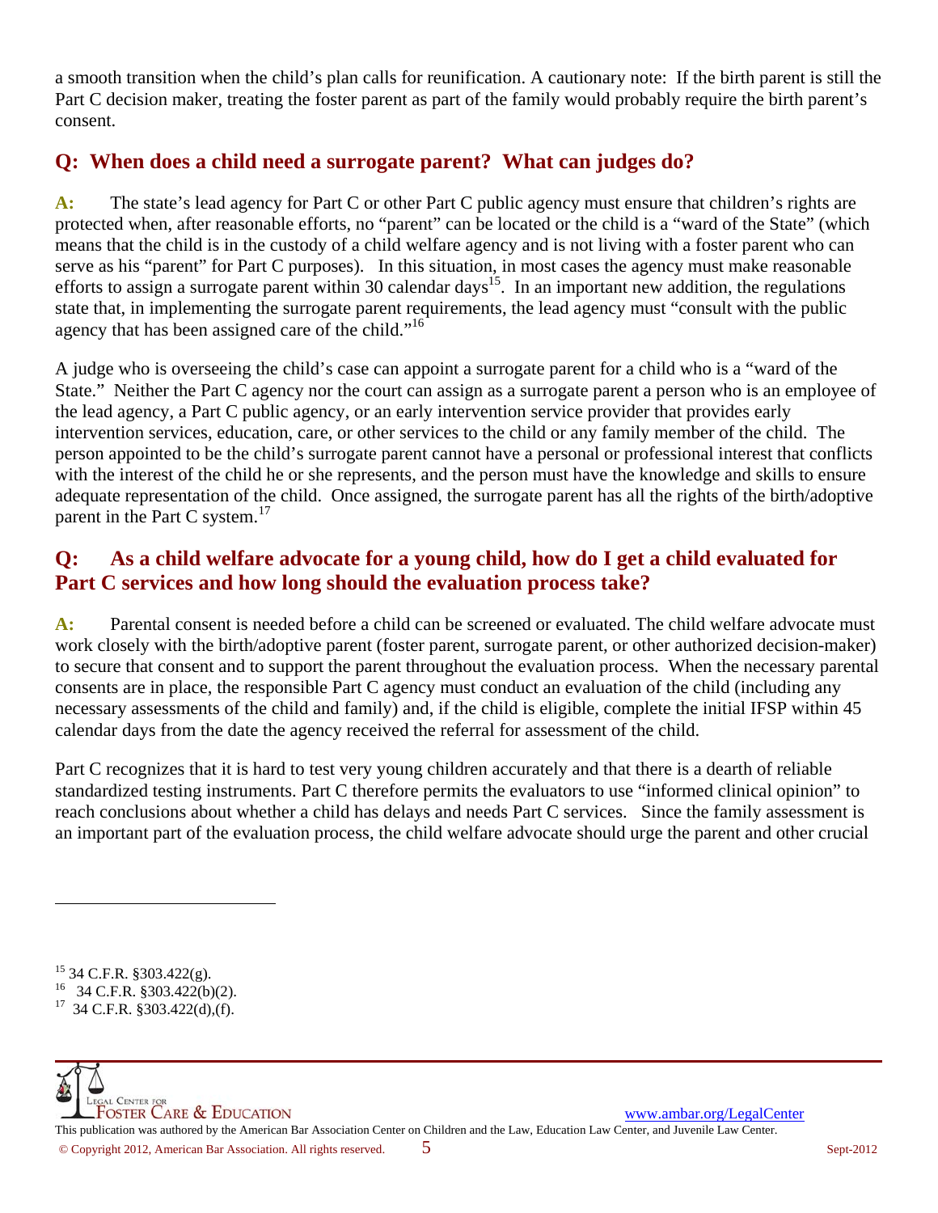a smooth transition when the child's plan calls for reunification. A cautionary note: If the birth parent is still the Part C decision maker, treating the foster parent as part of the family would probably require the birth parent's consent.

## Q: When does a child need a surrogate parent? What can judges do?

**A:** The state's lead agency for Part C or other Part C public agency must ensure that children's rights are protected when, after reasonable efforts, no "parent" can be located or the child is a "ward of the State" (which means that the child is in the custody of a child welfare agency and is not living with a foster parent who can serve as his "parent" for Part C purposes). In this situation, in most cases the agency must make reasonable efforts to assign a surrogate parent within 30 calendar days[15]. In an important new addition, the regulations state that, in implementing the surrogate parent requirements, the lead agency must "consult with the public agency that has been assigned care of the child."[16]

A judge who is overseeing the child's case can appoint a surrogate parent for a child who is a "ward of the State." Neither the Part C agency nor the court can assign as a surrogate parent a person who is an employee of the lead agency, a Part C public agency, or an early intervention service provider that provides early intervention services, education, care, or other services to the child or any family member of the child. The person appointed to be the child's surrogate parent cannot have a personal or professional interest that conflicts with the interest of the child he or she represents, and the person must have the knowledge and skills to ensure adequate representation of the child. Once assigned, the surrogate parent has all the rights of the birth/adoptive parent in the Part C system.[17]

## Q: As a child welfare advocate for a young child, how do I get a child evaluated for Part C services and how long should the evaluation process take?

**A:** Parental consent is needed before a child can be screened or evaluated. The child welfare advocate must work closely with the birth/adoptive parent (foster parent, surrogate parent, or other authorized decision-maker) to secure that consent and to support the parent throughout the evaluation process. When the necessary parental consents are in place, the responsible Part C agency must conduct an evaluation of the child (including any necessary assessments of the child and family) and, if the child is eligible, complete the initial IFSP within 45 calendar days from the date the agency received the referral for assessment of the child.

Part C recognizes that it is hard to test very young children accurately and that there is a dearth of reliable standardized testing instruments. Part C therefore permits the evaluators to use "informed clinical opinion" to reach conclusions about whether a child has delays and needs Part C services. Since the family assessment is an important part of the evaluation process, the child welfare advocate should urge the parent and other crucial

---

[15] 34 C.F.R. §303.422(g).
[16] 34 C.F.R. §303.422(b)(2).
[17] 34 C.F.R. §303.422(d),(f).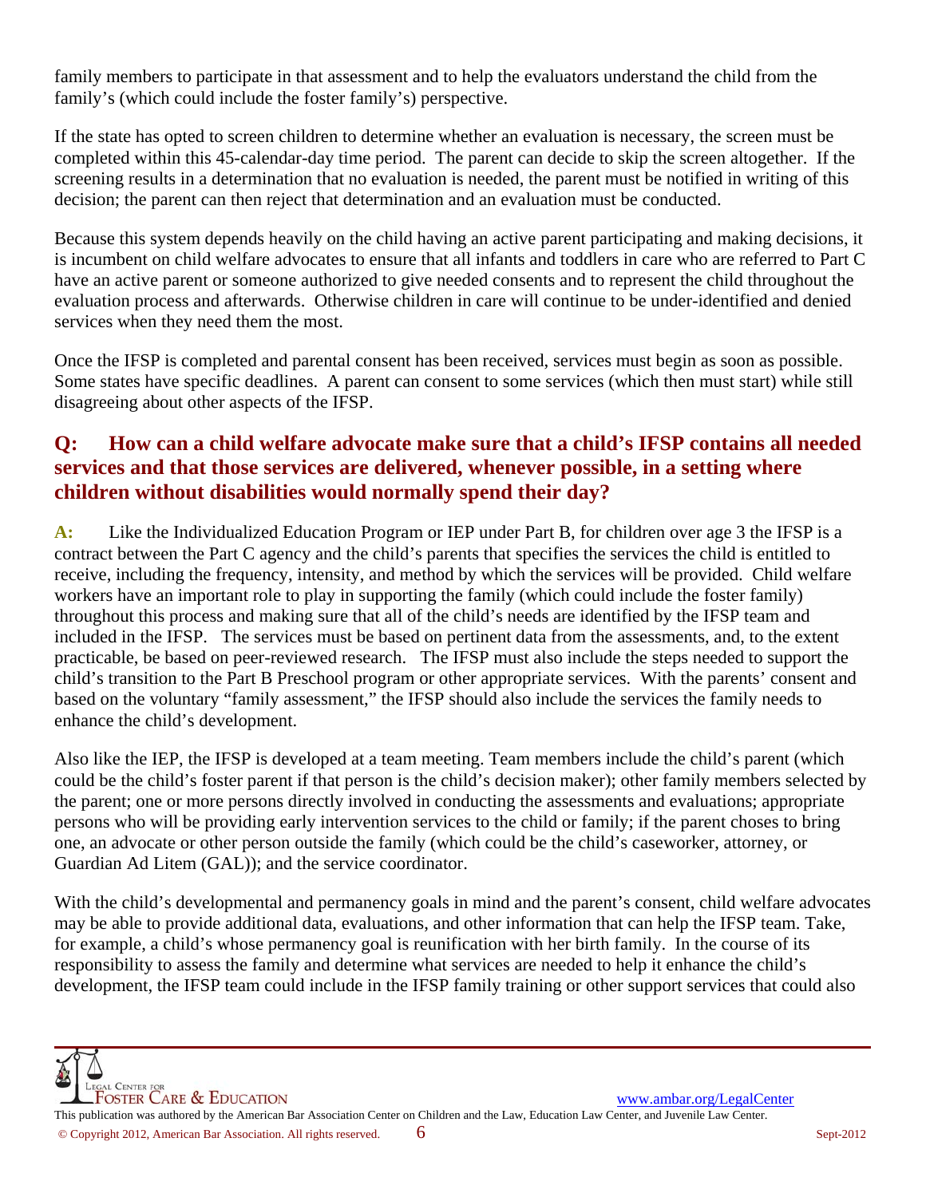family members to participate in that assessment and to help the evaluators understand the child from the family's (which could include the foster family's) perspective.

If the state has opted to screen children to determine whether an evaluation is necessary, the screen must be completed within this 45-calendar-day time period. The parent can decide to skip the screen altogether. If the screening results in a determination that no evaluation is needed, the parent must be notified in writing of this decision; the parent can then reject that determination and an evaluation must be conducted.

Because this system depends heavily on the child having an active parent participating and making decisions, it is incumbent on child welfare advocates to ensure that all infants and toddlers in care who are referred to Part C have an active parent or someone authorized to give needed consents and to represent the child throughout the evaluation process and afterwards. Otherwise children in care will continue to be under-identified and denied services when they need them the most.

Once the IFSP is completed and parental consent has been received, services must begin as soon as possible. Some states have specific deadlines. A parent can consent to some services (which then must start) while still disagreeing about other aspects of the IFSP.

## Q: How can a child welfare advocate make sure that a child's IFSP contains all needed services and that those services are delivered, whenever possible, in a setting where children without disabilities would normally spend their day?

**A:** Like the Individualized Education Program or IEP under Part B, for children over age 3 the IFSP is a contract between the Part C agency and the child's parents that specifies the services the child is entitled to receive, including the frequency, intensity, and method by which the services will be provided. Child welfare workers have an important role to play in supporting the family (which could include the foster family) throughout this process and making sure that all of the child's needs are identified by the IFSP team and included in the IFSP. The services must be based on pertinent data from the assessments, and, to the extent practicable, be based on peer-reviewed research. The IFSP must also include the steps needed to support the child's transition to the Part B Preschool program or other appropriate services. With the parents' consent and based on the voluntary "family assessment," the IFSP should also include the services the family needs to enhance the child's development.

Also like the IEP, the IFSP is developed at a team meeting. Team members include the child's parent (which could be the child's foster parent if that person is the child's decision maker); other family members selected by the parent; one or more persons directly involved in conducting the assessments and evaluations; appropriate persons who will be providing early intervention services to the child or family; if the parent choses to bring one, an advocate or other person outside the family (which could be the child's caseworker, attorney, or Guardian Ad Litem (GAL)); and the service coordinator.

With the child's developmental and permanency goals in mind and the parent's consent, child welfare advocates may be able to provide additional data, evaluations, and other information that can help the IFSP team. Take, for example, a child's whose permanency goal is reunification with her birth family. In the course of its responsibility to assess the family and determine what services are needed to help it enhance the child's development, the IFSP team could include in the IFSP family training or other support services that could also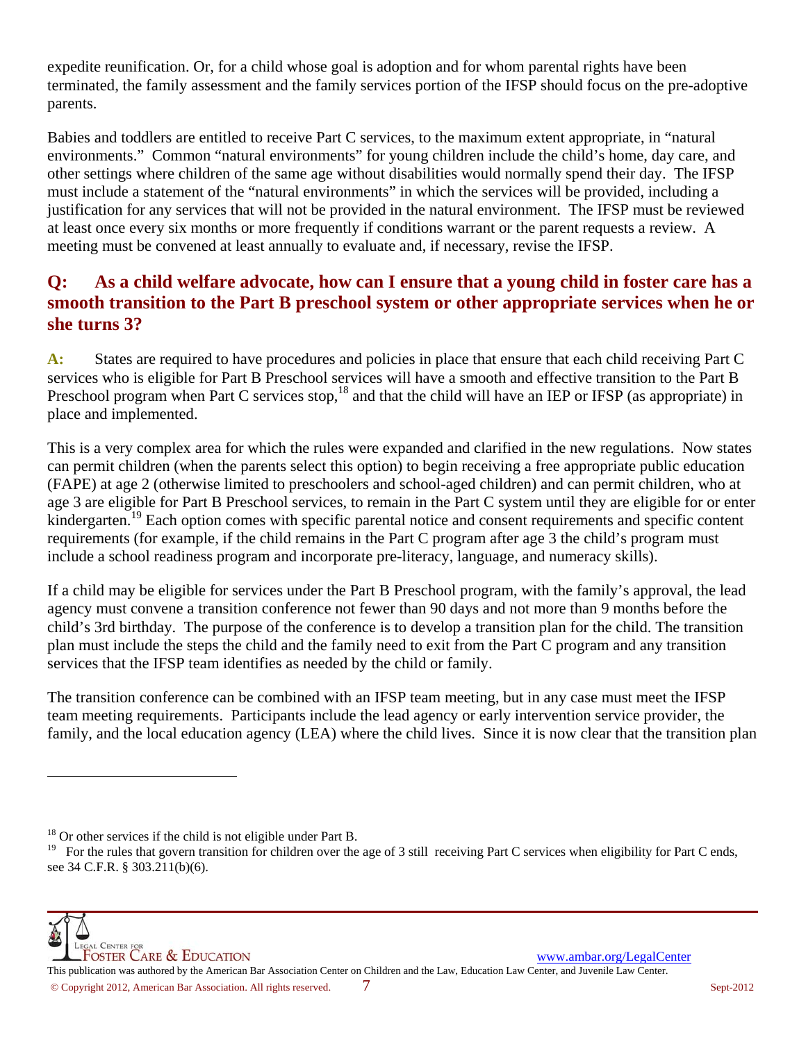expedite reunification. Or, for a child whose goal is adoption and for whom parental rights have been terminated, the family assessment and the family services portion of the IFSP should focus on the pre-adoptive parents.

Babies and toddlers are entitled to receive Part C services, to the maximum extent appropriate, in "natural environments." Common "natural environments" for young children include the child's home, day care, and other settings where children of the same age without disabilities would normally spend their day. The IFSP must include a statement of the "natural environments" in which the services will be provided, including a justification for any services that will not be provided in the natural environment. The IFSP must be reviewed at least once every six months or more frequently if conditions warrant or the parent requests a review. A meeting must be convened at least annually to evaluate and, if necessary, revise the IFSP.

## Q: As a child welfare advocate, how can I ensure that a young child in foster care has a smooth transition to the Part B preschool system or other appropriate services when he or she turns 3?

**A:** States are required to have procedures and policies in place that ensure that each child receiving Part C services who is eligible for Part B Preschool services will have a smooth and effective transition to the Part B Preschool program when Part C services stop,[18] and that the child will have an IEP or IFSP (as appropriate) in place and implemented.

This is a very complex area for which the rules were expanded and clarified in the new regulations. Now states can permit children (when the parents select this option) to begin receiving a free appropriate public education (FAPE) at age 2 (otherwise limited to preschoolers and school-aged children) and can permit children, who at age 3 are eligible for Part B Preschool services, to remain in the Part C system until they are eligible for or enter kindergarten.[19] Each option comes with specific parental notice and consent requirements and specific content requirements (for example, if the child remains in the Part C program after age 3 the child's program must include a school readiness program and incorporate pre-literacy, language, and numeracy skills).

If a child may be eligible for services under the Part B Preschool program, with the family's approval, the lead agency must convene a transition conference not fewer than 90 days and not more than 9 months before the child's 3rd birthday. The purpose of the conference is to develop a transition plan for the child. The transition plan must include the steps the child and the family need to exit from the Part C program and any transition services that the IFSP team identifies as needed by the child or family.

The transition conference can be combined with an IFSP team meeting, but in any case must meet the IFSP team meeting requirements. Participants include the lead agency or early intervention service provider, the family, and the local education agency (LEA) where the child lives. Since it is now clear that the transition plan

---

[18] Or other services if the child is not eligible under Part B.

[19] For the rules that govern transition for children over the age of 3 still receiving Part C services when eligibility for Part C ends, see 34 C.F.R. § 303.211(b)(6).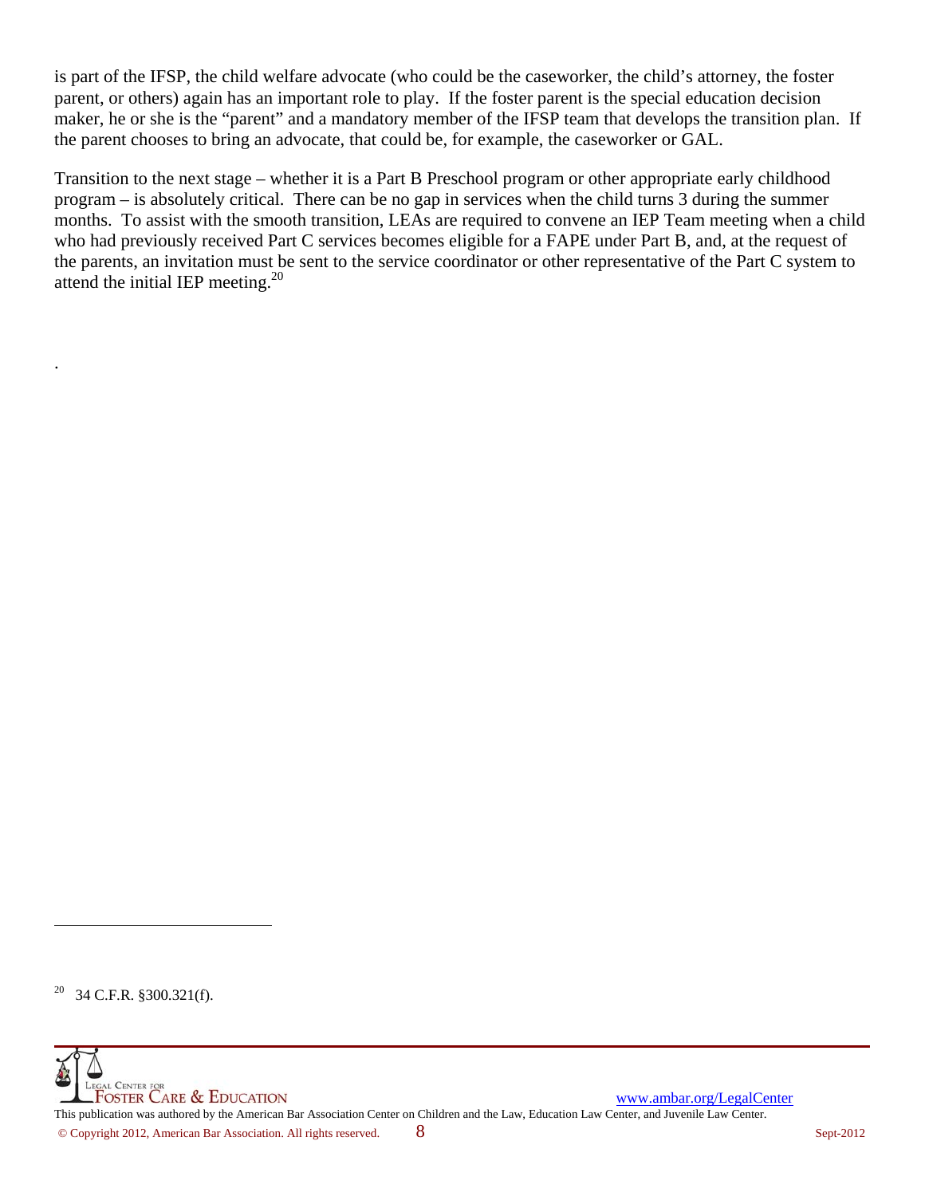is part of the IFSP, the child welfare advocate (who could be the caseworker, the child's attorney, the foster parent, or others) again has an important role to play. If the foster parent is the special education decision maker, he or she is the "parent" and a mandatory member of the IFSP team that develops the transition plan. If the parent chooses to bring an advocate, that could be, for example, the caseworker or GAL.

Transition to the next stage – whether it is a Part B Preschool program or other appropriate early childhood program – is absolutely critical. There can be no gap in services when the child turns 3 during the summer months. To assist with the smooth transition, LEAs are required to convene an IEP Team meeting when a child who had previously received Part C services becomes eligible for a FAPE under Part B, and, at the request of the parents, an invitation must be sent to the service coordinator or other representative of the Part C system to attend the initial IEP meeting.[20]

.

[20] 34 C.F.R. §300.321(f).